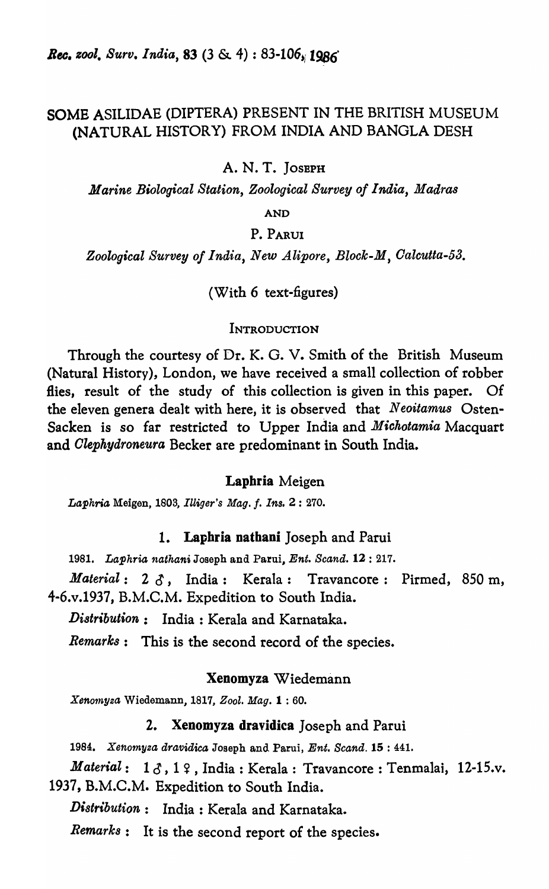# SOME ASILIDAE (DIPTERA) PRESENT IN THE BRITISH MUSEUM (NATURAL HISTORY) FROM INDIA AND BANGLA DESH

A. N. T. JOSEPH

*Marine Biological Station, Zoological Survey of India, Madras*

AND

P. PARUI

*Zoological Survey of India, New Alipore, Block-M, Calcutta-53.*

(With 6 text-figures)

## INTRODUCTION

Through the courtesy of Dr. K. G. V. Smith of the British Museum (Natural History), London, we have received a small collection of robber flies, result of the study of this collection is given in this paper. Of the eleven genera dealt with here, it is observed that *Neoitamus* Osten-Sacken is so far restricted to Upper India and *Michotamia* Macquart and *Clephydroneura* Becker are predominant in South India.

### Laphria Meigen

*Laphria* Meigen, 1803, *Illiger's Mag. f. Ins.* **2** : 270.

#### 1. Laphria nathani Joseph and Parui

1981. *Laphria nathani* Joseph and Parui, *Ent. Scand.* **12** : 217.

*Material* : 2 ♂, India : Kerala : Travancore : Pirmed, 850 m, 4-6.v.1937, B.M.C.M. Expedition to South India.

*Distribution* : India : Kerala and Karnataka.

*Remarks* : This is the second record of the species.

### Xenomyza Wiedemann

*Xenomyza* Wiedemann, 1817, *Zool. Mag.* **1** : 60.

#### 2. Xenomyza dravidica Joseph and Parui

1984. *Xenomyza dravidica* Joseph and Parui, *Ent. Scand.* **15** : 441.

*Material* : 1 ♂, 1 ♀, India : Kerala : Travancore : Tenmalai, 12-15.v. 1937, B.M.C.M. Expedition to South India.

*Distribution* : India : Kerala and Karnataka.

*Remarks* : It is the second report of the species.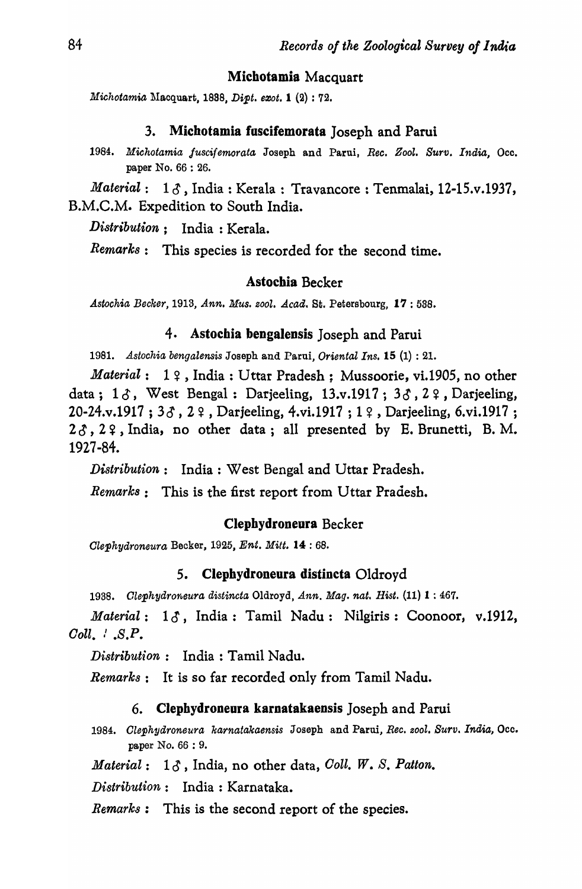### Michotamia Macquart

*Michotamia* Macquart, 1838, *Dipt. exot.* **1** (2) : 72.

#### 3. Michotamia fuscifemorata Joseph and Parui

1984. *Michotamia fuscifemorata* Joseph and Parui, *Rec. Zool. Surv. India*, Occ. paper No. 66 : 26.

*Material* : 1 ♂, India : Kerala : Travancore : Tenmalai, 12-15.v.1937, B.M.C.M. Expedition to South India.

*Distribution* ; India : Kerala.

*Remarks* : This species is recorded for the second time.

### Astochia Becker

*Astochia Becker*, 1913, *Ann. Mus. zool. Acad.* St. Petersbourg, **17** : 538.

#### 4. Astochia bengalensis Joseph and Parui

1981. *Astochia bengalensis* Joseph and Parui, *Oriental Ins.* **15** (1) : 21.

*Material* : 1 ♀, India : Uttar Pradesh ; Mussoorie, vi.1905, no other data ; 1 ♂, West Bengal : Darjeeling, 13.v.1917 ; 3 ♂, 2 ♀, Darjeeling, 20-24.v.1917 ; 3 ♂, 2 ♀, Darjeeling, 4.vi.1917 ; 1 ♀, Darjeeling, 6.vi.1917 ; 2 ♂, 2 ♀, India, no other data ; all presented by E. Brunetti, B. M. 1927-84.

*Distribution* : India : West Bengal and Uttar Pradesh.

*Remarks* ; This is the first report from Uttar Pradesh.

### Clephydroneura Becker

*Clephydroneura* Becker, 1925, *Ent. Mitt.* **14** : 68.

#### 5. Clephydroneura distincta Oldroyd

1938. *Clephydroneura distincta* Oldroyd, *Ann. Mag. nat. Hist.* (11) **1** : 467.

*Material* : 1 ♂, India : Tamil Nadu : Nilgiris : Coonoor, v.1912, *Coll. ! .S.P.*

*Distribution* : India : Tamil Nadu.

*Remarks* ; It is so far recorded only from Tamil Nadu.

#### 6. Clephydroneura karnatakaensis Joseph and Parui

1984. *Clephydroneura karnatakaensis* Joseph and Parui, *Rec. zool. Surv. India*, Occ. paper No. 66 : 9.

*Material* : 1 ♂, India, no other data, *Coll. W. S. Patton.*

*Distribution* : India : Karnataka.

*Remarks* : This is the second report of the species.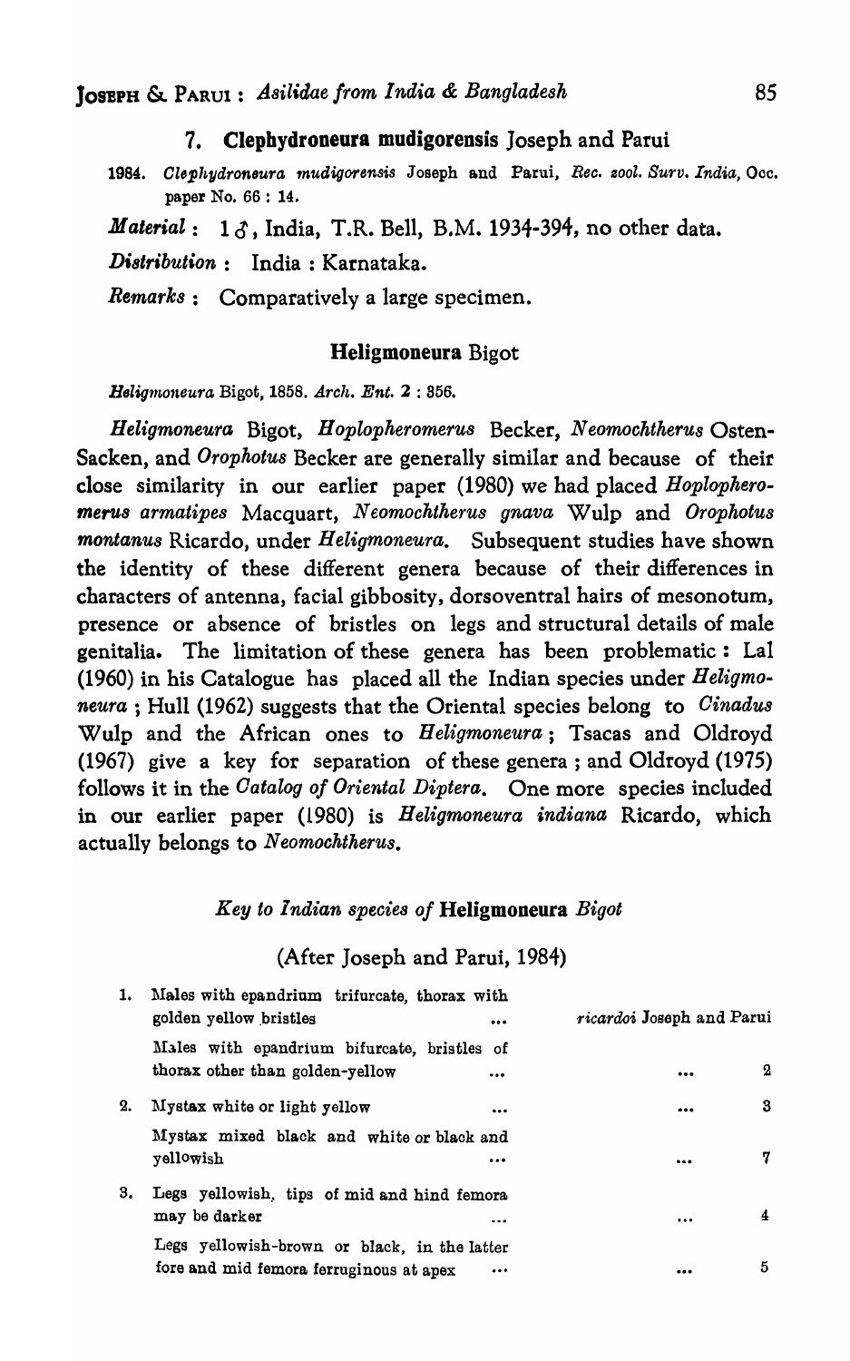### 7. **Clephydroneura mudigorensis** Joseph and Parui

1984. *Clephydroneura mudigorensis* Joseph and Parui, *Rec. zool. Surv. India*, Occ. paper No. 66 : 14.

*Material* : 1 ♂, India, T.R. Bell, B.M. 1934-394, no other data.

*Distribution* : India : Karnataka.

*Remarks* : Comparatively a large specimen.

## **Heligmoneura** Bigot

*Heligmoneura* Bigot, 1858. *Arch. Ent.* 2 : 356.

*Heligmoneura* Bigot, *Hoplopheromerus* Becker, *Neomochtherus* Osten-Sacken, and *Orophotus* Becker are generally similar and because of their close similarity in our earlier paper (1980) we had placed *Hoplopheromerus armatipes* Macquart, *Neomochtherus gnava* Wulp and *Orophotus montanus* Ricardo, under *Heligmoneura*. Subsequent studies have shown the identity of these different genera because of their differences in characters of antenna, facial gibbosity, dorsoventral hairs of mesonotum, presence or absence of bristles on legs and structural details of male genitalia. The limitation of these genera has been problematic : Lal (1960) in his Catalogue has placed all the Indian species under *Heligmoneura* ; Hull (1962) suggests that the Oriental species belong to *Cinadus* Wulp and the African ones to *Heligmoneura* ; Tsacas and Oldroyd (1967) give a key for separation of these genera ; and Oldroyd (1975) follows it in the *Catalog of Oriental Diptera*. One more species included in our earlier paper (1980) is *Heligmoneura indiana* Ricardo, which actually belongs to *Neomochtherus*.

### *Key to Indian species of* **Heligmoneura** *Bigot*

(After Joseph and Parui, 1984)

| | | |
|---|---|---|
| 1. | Males with epandrium trifurcate, thorax with golden yellow bristles ... | *ricardoi* Joseph and Parui |
| | Males with epandrium bifurcate, bristles of thorax other than golden-yellow ... | ... 2 |
| 2. | Mystax white or light yellow ... | ... 3 |
| | Mystax mixed black and white or black and yellowish ... | ... 7 |
| 3. | Legs yellowish, tips of mid and hind femora may be darker ... | ... 4 |
| | Legs yellowish-brown or black, in the latter fore and mid femora ferruginous at apex ... | ... 5 |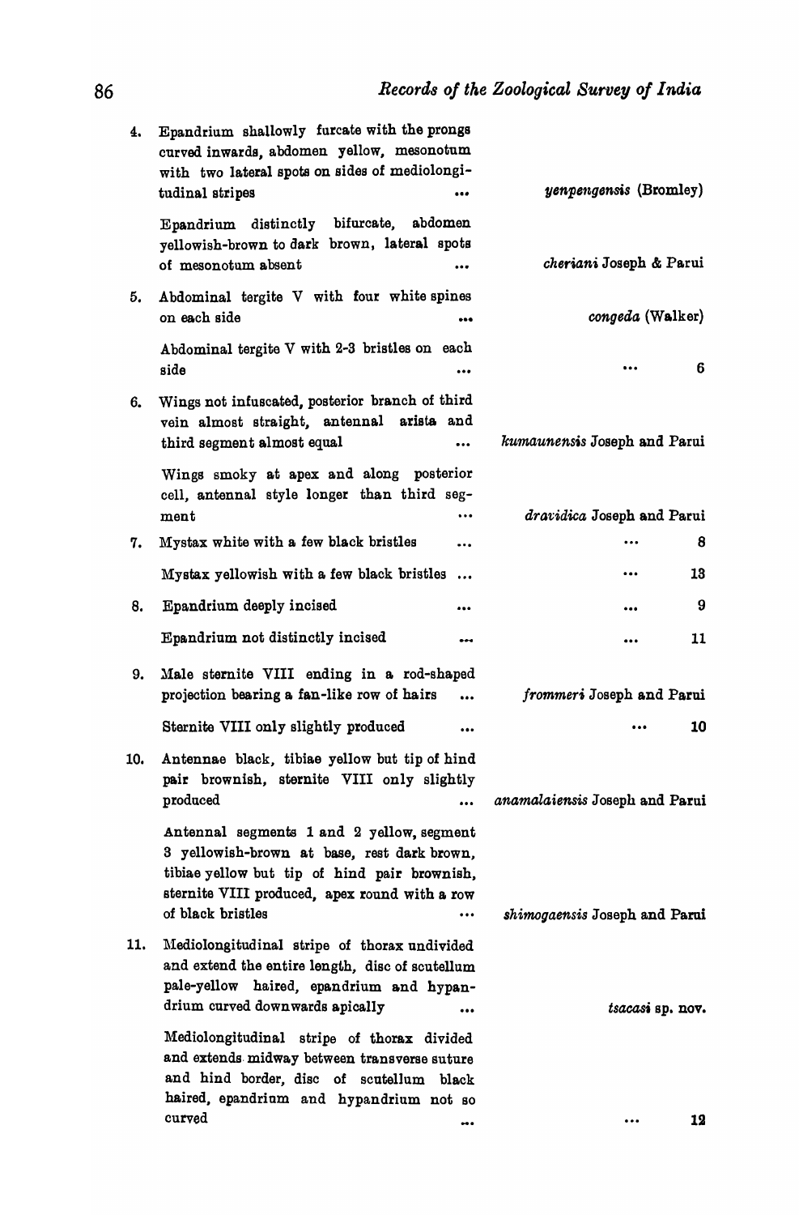| | | |
|---|---|---|
| 4. | Epandrium shallowly furcate with the prongs curved inwards, abdomen yellow, mesonotum with two lateral spots on sides of mediolongitudinal stripes ... | *yenpengensis* (Bromley) |
| | Epandrium distinctly bifurcate, abdomen yellowish-brown to dark brown, lateral spots of mesonotum absent ... | *cheriani* Joseph & Parui |
| 5. | Abdominal tergite V with four white spines on each side ... | *congeda* (Walker) |
| | Abdominal tergite V with 2-3 bristles on each side ... | ... 6 |
| 6. | Wings not infuscated, posterior branch of third vein almost straight, antennal arista and third segment almost equal ... | *kumaunensis* Joseph and Parui |
| | Wings smoky at apex and along posterior cell, antennal style longer than third segment ... | *dravidica* Joseph and Parui |
| 7. | Mystax white with a few black bristles ... | ... 8 |
| | Mystax yellowish with a few black bristles ... | ... 13 |
| 8. | Epandrium deeply incised ... | ... 9 |
| | Epandrium not distinctly incised ... | ... 11 |
| 9. | Male sternite VIII ending in a rod-shaped projection bearing a fan-like row of hairs ... | *frommeri* Joseph and Parui |
| | Sternite VIII only slightly produced ... | ... 10 |
| 10. | Antennae black, tibiae yellow but tip of hind pair brownish, sternite VIII only slightly produced ... | *anamalaiensis* Joseph and Parui |
| | Antennal segments 1 and 2 yellow, segment 3 yellowish-brown at base, rest dark brown, tibiae yellow but tip of hind pair brownish, sternite VIII produced, apex round with a row of black bristles ... | *shimogaensis* Joseph and Parui |
| 11. | Mediolongitudinal stripe of thorax undivided and extend the entire length, disc of scutellum pale-yellow haired, epandrium and hypandrium curved downwards apically ... | *tsacasi* sp. nov. |
| | Mediolongitudinal stripe of thorax divided and extends midway between transverse suture and hind border, disc of scutellum black haired, epandrium and hypandrium not so curved ... | ... 12 |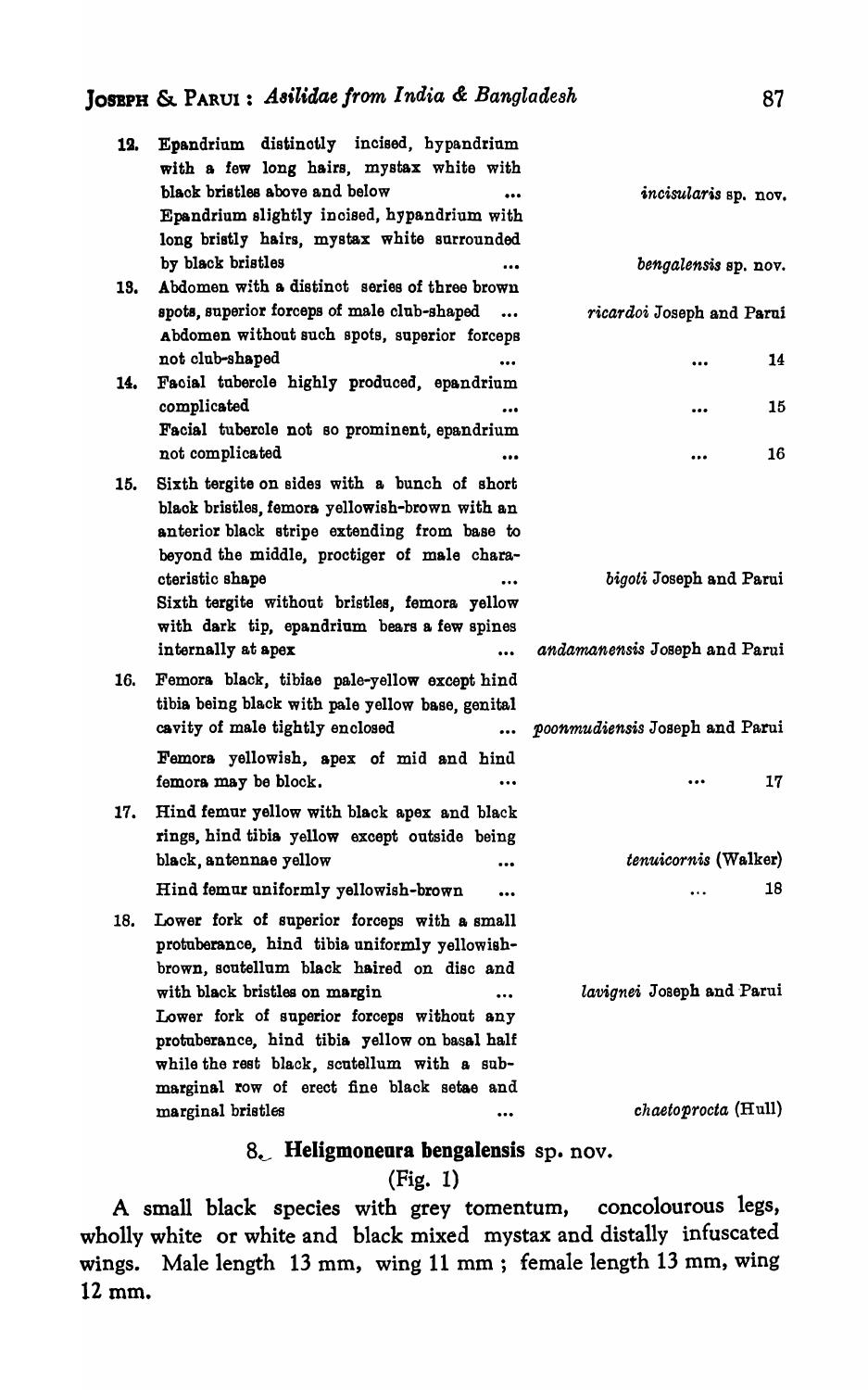12. Epandrium distinctly incised, hypandrium with a few long hairs, mystax white with black bristles above and below ... *incisularis* sp. nov.

    Epandrium slightly incised, hypandrium with long bristly hairs, mystax white surrounded by black bristles ... *bengalensis* sp. nov.

13. Abdomen with a distinct series of three brown spots, superior forceps of male club-shaped ... *ricardoi* Joseph and Parui

    Abdomen without such spots, superior forceps not club-shaped ... ... 14

14. Facial tubercle highly produced, epandrium complicated ... ... 15

    Facial tubercle not so prominent, epandrium not complicated ... ... 16

15. Sixth tergite on sides with a bunch of short black bristles, femora yellowish-brown with an anterior black stripe extending from base to beyond the middle, proctiger of male characteristic shape ... *bigoti* Joseph and Parui

    Sixth tergite without bristles, femora yellow with dark tip, epandrium bears a few spines internally at apex ... *andamanensis* Joseph and Parui

16. Femora black, tibiae pale-yellow except hind tibia being black with pale yellow base, genital cavity of male tightly enclosed ... *poonmudiensis* Joseph and Parui

    Femora yellowish, apex of mid and hind femora may be block. ... ... 17

17. Hind femur yellow with black apex and black rings, hind tibia yellow except outside being black, antennae yellow ... *tenuicornis* (Walker)

    Hind femur uniformly yellowish-brown ... ... 18

18. Lower fork of superior forceps with a small protuberance, hind tibia uniformly yellowish-brown, scutellum black haired on disc and with black bristles on margin ... *lavignei* Joseph and Parui

    Lower fork of superior forceps without any protuberance, hind tibia yellow on basal half while the rest black, scutellum with a submarginal row of erect fine black setae and marginal bristles ... *chaetoprocta* (Hull)

## 8. Heligmoneura bengalensis sp. nov.

(Fig. 1)

A small black species with grey tomentum, concolourous legs, wholly white or white and black mixed mystax and distally infuscated wings. Male length 13 mm, wing 11 mm; female length 13 mm, wing 12 mm.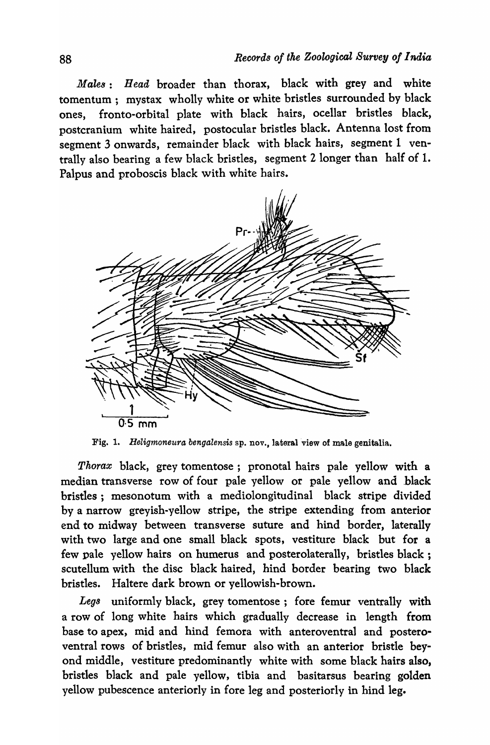*Males* : *Head* broader than thorax, black with grey and white tomentum ; mystax wholly white or white bristles surrounded by black ones, fronto-orbital plate with black hairs, ocellar bristles black, postcranium white haired, postocular bristles black. Antenna lost from segment 3 onwards, remainder black with black hairs, segment 1 ventrally also bearing a few black bristles, segment 2 longer than half of 1. Palpus and proboscis black with white hairs.

Fig. 1. *Heligmoneura bengalensis* sp. nov., lateral view of male genitalia.

*Thorax* black, grey tomentose ; pronotal hairs pale yellow with a median transverse row of four pale yellow or pale yellow and black bristles ; mesonotum with a mediolongitudinal black stripe divided by a narrow greyish-yellow stripe, the stripe extending from anterior end to midway between transverse suture and hind border, laterally with two large and one small black spots, vestiture black but for a few pale yellow hairs on humerus and posterolaterally, bristles black ; scutellum with the disc black haired, hind border bearing two black bristles. Haltere dark brown or yellowish-brown.

*Legs* uniformly black, grey tomentose ; fore femur ventrally with a row of long white hairs which gradually decrease in length from base to apex, mid and hind femora with anteroventral and posteroventral rows of bristles, mid femur also with an anterior bristle beyond middle, vestiture predominantly white with some black hairs also, bristles black and pale yellow, tibia and basitarsus bearing golden yellow pubescence anteriorly in fore leg and posteriorly in hind leg.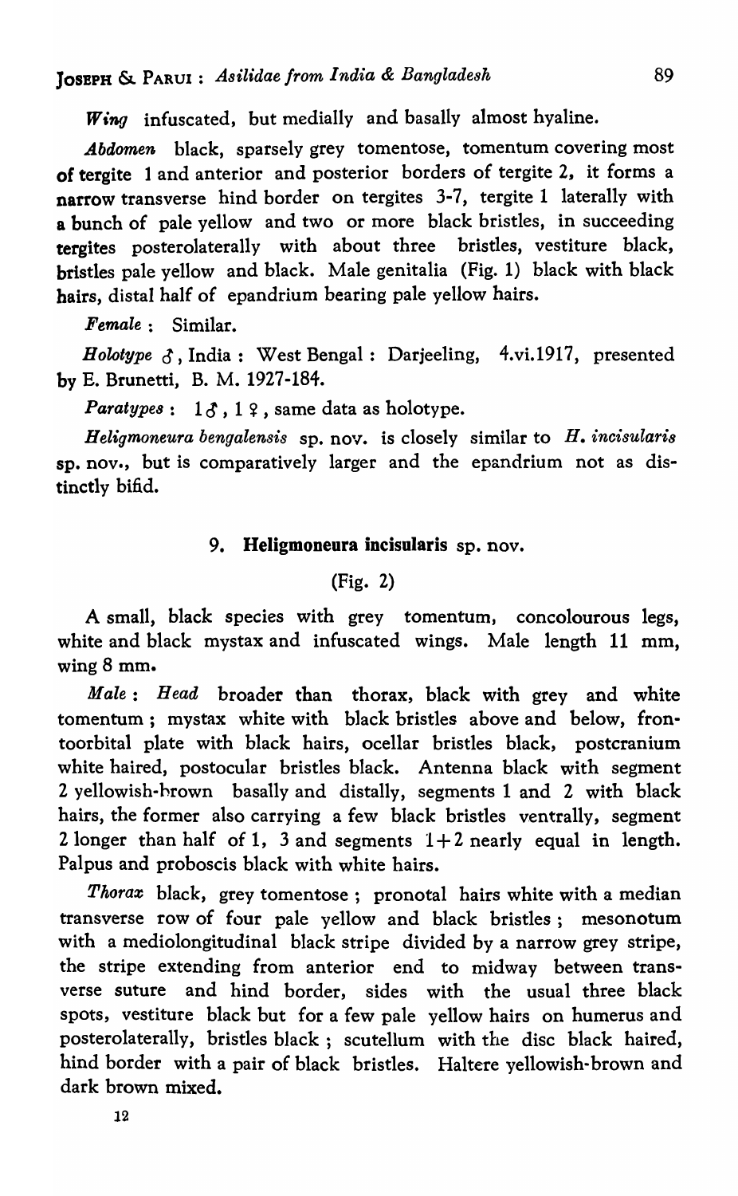*Wing* infuscated, but medially and basally almost hyaline.

*Abdomen* black, sparsely grey tomentose, tomentum covering most of tergite 1 and anterior and posterior borders of tergite 2, it forms a narrow transverse hind border on tergites 3-7, tergite 1 laterally with a bunch of pale yellow and two or more black bristles, in succeeding tergites posterolaterally with about three bristles, vestiture black, bristles pale yellow and black. Male genitalia (Fig. 1) black with black hairs, distal half of epandrium bearing pale yellow hairs.

*Female* : Similar.

*Holotype* ♂, India : West Bengal : Darjeeling, 4.vi.1917, presented by E. Brunetti, B. M. 1927-184.

*Paratypes* : 1 ♂, 1 ♀, same data as holotype.

*Heligmoneura bengalensis* sp. nov. is closely similar to *H. incisularis* sp. nov., but is comparatively larger and the epandrium not as distinctly bifid.

### 9. Heligmoneura incisularis sp. nov.

(Fig. 2)

A small, black species with grey tomentum, concolourous legs, white and black mystax and infuscated wings. Male length 11 mm, wing 8 mm.

*Male* : *Head* broader than thorax, black with grey and white tomentum ; mystax white with black bristles above and below, frontoorbital plate with black hairs, ocellar bristles black, postcranium white haired, postocular bristles black. Antenna black with segment 2 yellowish-brown basally and distally, segments 1 and 2 with black hairs, the former also carrying a few black bristles ventrally, segment 2 longer than half of 1, 3 and segments 1+2 nearly equal in length. Palpus and proboscis black with white hairs.

*Thorax* black, grey tomentose ; pronotal hairs white with a median transverse row of four pale yellow and black bristles ; mesonotum with a mediolongitudinal black stripe divided by a narrow grey stripe, the stripe extending from anterior end to midway between transverse suture and hind border, sides with the usual three black spots, vestiture black but for a few pale yellow hairs on humerus and posterolaterally, bristles black ; scutellum with the disc black haired, hind border with a pair of black bristles. Haltere yellowish-brown and dark brown mixed.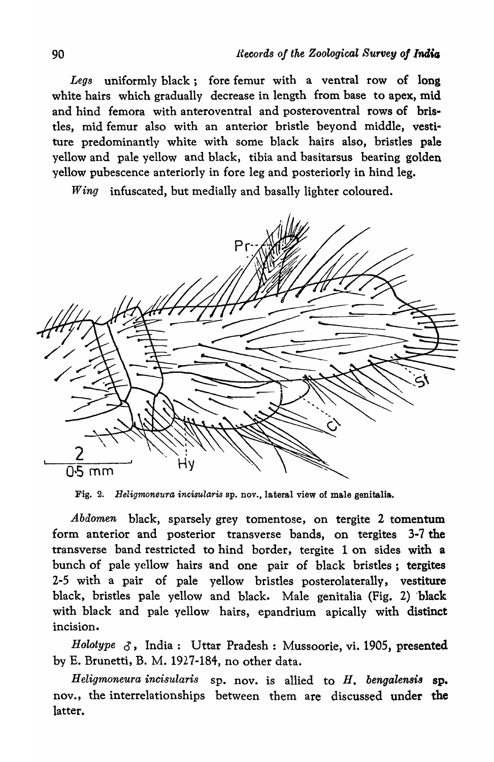*Legs* uniformly black; fore femur with a ventral row of long white hairs which gradually decrease in length from base to apex, mid and hind femora with anteroventral and posteroventral rows of bristles, mid femur also with an anterior bristle beyond middle, vestiture predominantly white with some black hairs also, bristles pale yellow and pale yellow and black, tibia and basitarsus bearing golden yellow pubescence anteriorly in fore leg and posteriorly in hind leg.

*Wing* infuscated, but medially and basally lighter coloured.

Fig. 2. *Heligmoneura incisularis* sp. nov., lateral view of male genitalia.

*Abdomen* black, sparsely grey tomentose, on tergite 2 tomentum form anterior and posterior transverse bands, on tergites 3-7 the transverse band restricted to hind border, tergite 1 on sides with a bunch of pale yellow hairs and one pair of black bristles; tergites 2-5 with a pair of pale yellow bristles posterolaterally, vestiture black, bristles pale yellow and black. Male genitalia (Fig. 2) black with black and pale yellow hairs, epandrium apically with distinct incision.

*Holotype* ♂, India: Uttar Pradesh: Mussoorie, vi. 1905, presented by E. Brunetti, B. M. 1927-184, no other data.

*Heligmoneura incisularis* sp. nov. is allied to *H. bengalensis* sp. nov., the interrelationships between them are discussed under the latter.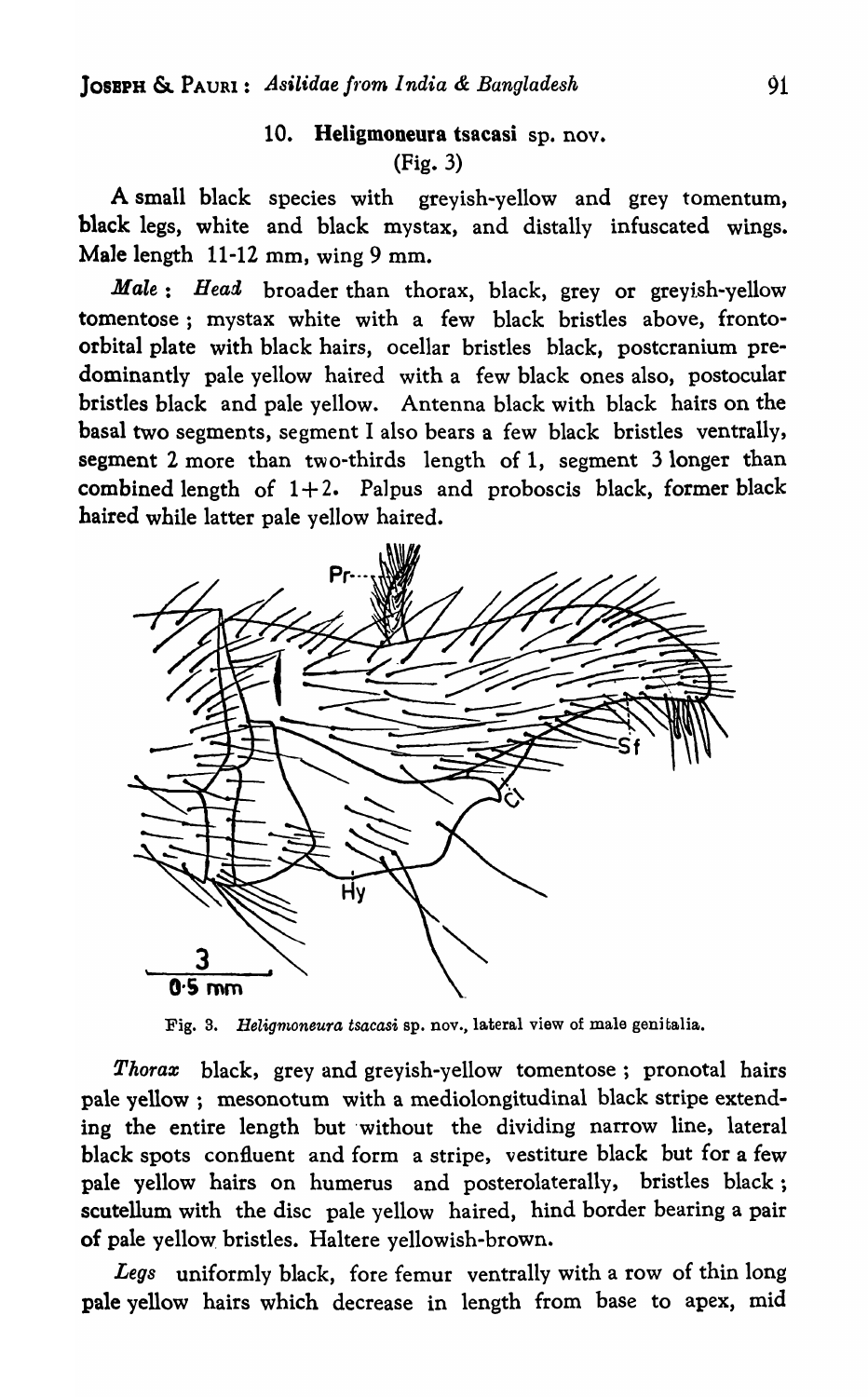## 10. **Heligmoneura tsacasi** sp. nov.

(Fig. 3)

A small black species with greyish-yellow and grey tomentum, black legs, white and black mystax, and distally infuscated wings. Male length 11-12 mm, wing 9 mm.

*Male*: *Head* broader than thorax, black, grey or greyish-yellow tomentose; mystax white with a few black bristles above, fronto-orbital plate with black hairs, ocellar bristles black, postcranium predominantly pale yellow haired with a few black ones also, postocular bristles black and pale yellow. Antenna black with black hairs on the basal two segments, segment I also bears a few black bristles ventrally, segment 2 more than two-thirds length of 1, segment 3 longer than combined length of 1+2. Palpus and proboscis black, former black haired while latter pale yellow haired.

Fig. 3. *Heligmoneura tsacasi* sp. nov., lateral view of male genitalia.

*Thorax* black, grey and greyish-yellow tomentose; pronotal hairs pale yellow; mesonotum with a mediolongitudinal black stripe extending the entire length but without the dividing narrow line, lateral black spots confluent and form a stripe, vestiture black but for a few pale yellow hairs on humerus and posterolaterally, bristles black; scutellum with the disc pale yellow haired, hind border bearing a pair of pale yellow bristles. Haltere yellowish-brown.

*Legs* uniformly black, fore femur ventrally with a row of thin long pale yellow hairs which decrease in length from base to apex, mid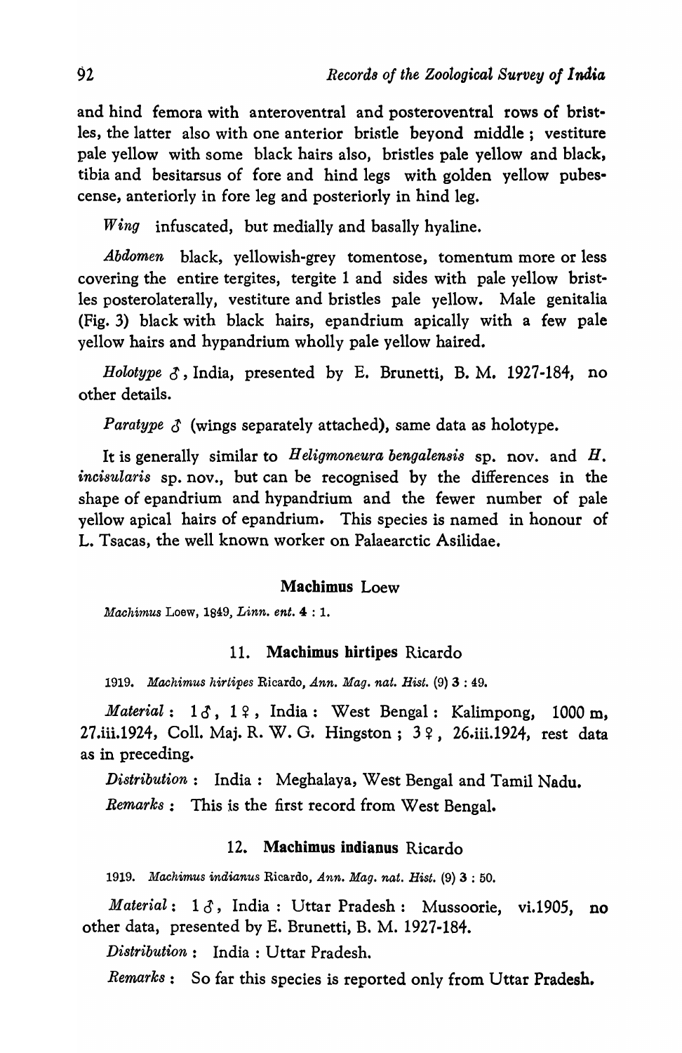and hind femora with anteroventral and posteroventral rows of bristles, the latter also with one anterior bristle beyond middle ; vestiture pale yellow with some black hairs also, bristles pale yellow and black, tibia and besitarsus of fore and hind legs with golden yellow pubescense, anteriorly in fore leg and posteriorly in hind leg.

*Wing* infuscated, but medially and basally hyaline.

*Abdomen* black, yellowish-grey tomentose, tomentum more or less covering the entire tergites, tergite 1 and sides with pale yellow bristles posterolaterally, vestiture and bristles pale yellow. Male genitalia (Fig. 3) black with black hairs, epandrium apically with a few pale yellow hairs and hypandrium wholly pale yellow haired.

*Holotype* ♂, India, presented by E. Brunetti, B. M. 1927-184, no other details.

*Paratype* ♂ (wings separately attached), same data as holotype.

It is generally similar to *Heligmoneura bengalensis* sp. nov. and *H. incisularis* sp. nov., but can be recognised by the differences in the shape of epandrium and hypandrium and the fewer number of pale yellow apical hairs of epandrium. This species is named in honour of L. Tsacas, the well known worker on Palaearctic Asilidae.

## Machimus Loew

*Machimus* Loew, 1849, *Linn. ent.* **4** : 1.

### 11. Machimus hirtipes Ricardo

1919. *Machimus hirtipes* Ricardo, *Ann. Mag. nat. Hist.* (9) **3** : 49.

*Material* : 1 ♂, 1 ♀, India : West Bengal : Kalimpong, 1000 m, 27.iii.1924, Coll. Maj. R. W. G. Hingston ; 3 ♀, 26.iii.1924, rest data as in preceding.

*Distribution* : India : Meghalaya, West Bengal and Tamil Nadu.

*Remarks* : This is the first record from West Bengal.

### 12. Machimus indianus Ricardo

1919. *Machimus indianus* Ricardo, *Ann. Mag. nat. Hist.* (9) **3** : 50.

*Material* : 1 ♂, India : Uttar Pradesh : Mussoorie, vi.1905, no other data, presented by E. Brunetti, B. M. 1927-184.

*Distribution* : India : Uttar Pradesh.

*Remarks* : So far this species is reported only from Uttar Pradesh.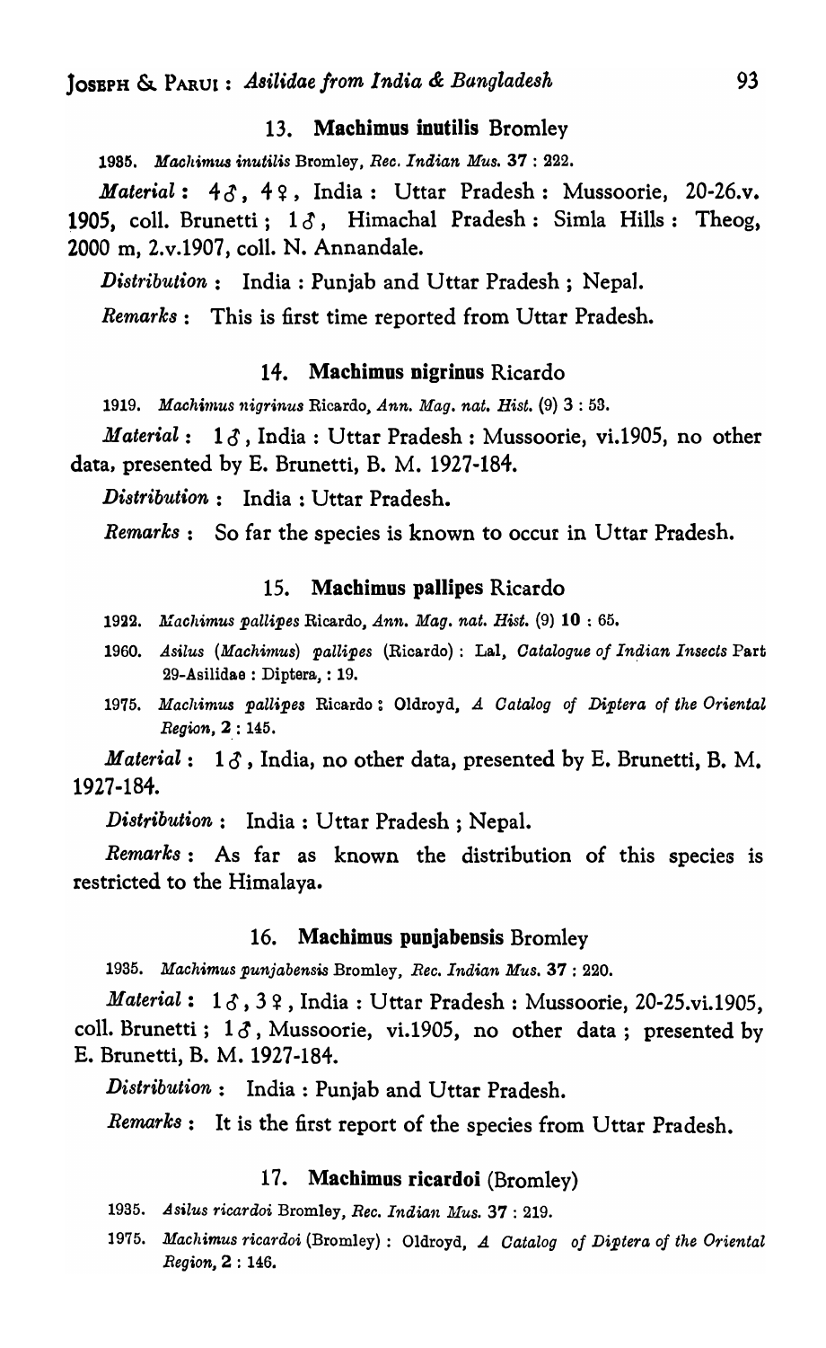## 13. **Machimus inutilis** Bromley

1935. *Machimus inutilis* Bromley, *Rec. Indian Mus.* **37** : 222.

*Material* : 4♂, 4♀, India : Uttar Pradesh : Mussoorie, 20-26.v. 1905, coll. Brunetti ; 1♂, Himachal Pradesh : Simla Hills : Theog, 2000 m, 2.v.1907, coll. N. Annandale.

*Distribution* : India : Punjab and Uttar Pradesh ; Nepal.

*Remarks* : This is first time reported from Uttar Pradesh.

## 14. **Machimus nigrinus** Ricardo

1919. *Machimus nigrinus* Ricardo, *Ann. Mag. nat. Hist.* (9) **3** : 53.

*Material* : 1♂, India : Uttar Pradesh : Mussoorie, vi.1905, no other data, presented by E. Brunetti, B. M. 1927-184.

*Distribution* : India : Uttar Pradesh.

*Remarks* : So far the species is known to occur in Uttar Pradesh.

## 15. **Machimus pallipes** Ricardo

1922. *Machimus pallipes* Ricardo, *Ann. Mag. nat. Hist.* (9) **10** : 65.

1960. *Asilus (Machimus) pallipes* (Ricardo) : Lal, *Catalogue of Indian Insects* Part 29-Asilidae : Diptera, : 19.

1975. *Machimus pallipes* Ricardo : Oldroyd, *A Catalog of Diptera of the Oriental Region*, **2** : 145.

*Material* : 1♂, India, no other data, presented by E. Brunetti, B. M. 1927-184.

*Distribution* : India : Uttar Pradesh ; Nepal.

*Remarks* : As far as known the distribution of this species is restricted to the Himalaya.

## 16. **Machimus punjabensis** Bromley

1935. *Machimus punjabensis* Bromley, *Rec. Indian Mus.* **37** : 220.

*Material* : 1♂, 3♀, India : Uttar Pradesh : Mussoorie, 20-25.vi.1905, coll. Brunetti ; 1♂, Mussoorie, vi.1905, no other data ; presented by E. Brunetti, B. M. 1927-184.

*Distribution* : India : Punjab and Uttar Pradesh.

*Remarks* : It is the first report of the species from Uttar Pradesh.

## 17. **Machimus ricardoi** (Bromley)

1935. *Asilus ricardoi* Bromley, *Rec. Indian Mus.* **37** : 219.

1975. *Machimus ricardoi* (Bromley) : Oldroyd, *A Catalog of Diptera of the Oriental Region*, **2** : 146.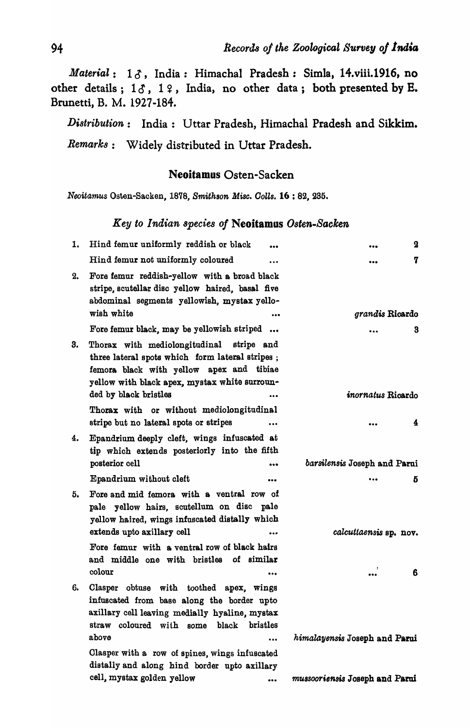*Material* : 1♂, India : Himachal Pradesh : Simla, 14.viii.1916, no other details ; 1♂, 1♀, India, no other data ; both presented by E. Brunetti, B. M. 1927-184.

*Distribution* : India : Uttar Pradesh, Himachal Pradesh and Sikkim.

*Remarks* : Widely distributed in Uttar Pradesh.

## Neoitamus Osten-Sacken

*Neoitamus* Osten-Sacken, 1878, *Smithson Misc. Colls.* **16** : 82, 235.

### *Key to Indian species of* Neoitamus *Osten-Sacken*

| | | |
|---|---|---|
| 1. | Hind femur uniformly reddish or black ... | ... 2 |
| | Hind femur not uniformly coloured ... | ... 7 |
| 2. | Fore femur reddish-yellow with a broad black stripe, scutellar disc yellow haired, basal five abdominal segments yellowish, mystax yellowish white ... | *grandis* Ricardo |
| | Fore femur black, may be yellowish striped ... | ... 3 |
| 3. | Thorax with mediolongitudinal stripe and three lateral spots which form lateral stripes ; femora black with yellow apex and tibiae yellow with black apex, mystax white surrounded by black bristles ... | *inornatus* Ricardo |
| | Thorax with or without mediolongitudinal stripe but no lateral spots or stripes ... | ... 4 |
| 4. | Epandrium deeply cleft, wings infuscated at tip which extends posteriorly into the fifth posterior cell ... | *barsilensis* Joseph and Parui |
| | Epandrium without cleft ... | ... 5 |
| 5. | Fore and mid femora with a ventral row of pale yellow hairs, scutellum on disc pale yellow haired, wings infuscated distally which extends upto axillary cell ... | *calcuttaensis* sp. nov. |
| | Fore femur with a ventral row of black hairs and middle one with bristles of similar colour ... | ... 6 |
| 6. | Clasper obtuse with toothed apex, wings infuscated from base along the border upto axillary cell leaving medially hyaline, mystax straw coloured with some black bristles above ... | *himalayensis* Joseph and Parui |
| | Clasper with a row of spines, wings infuscated distally and along hind border upto axillary cell, mystax golden yellow ... | *mussooriensis* Joseph and Parui |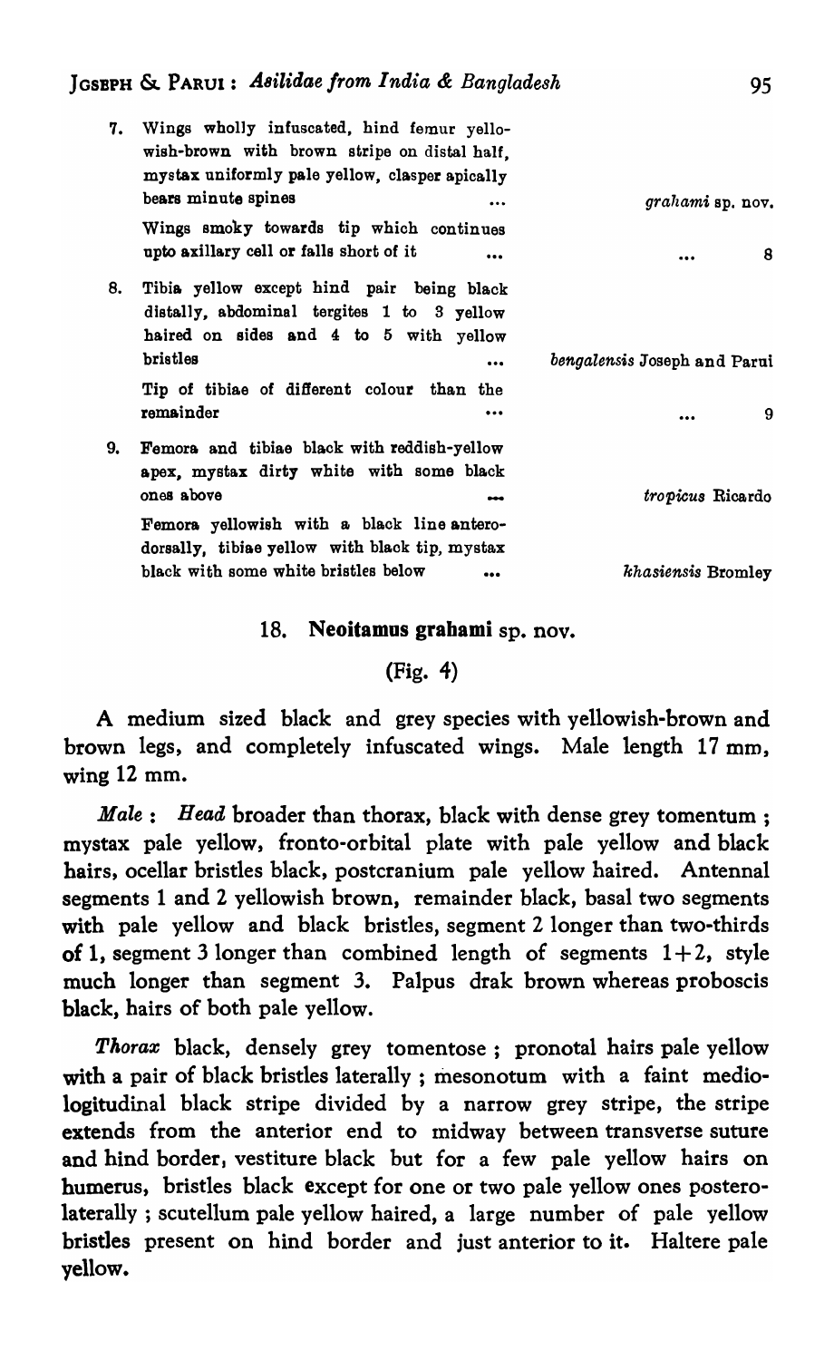7. Wings wholly infuscated, hind femur yellowish-brown with brown stripe on distal half, mystax uniformly pale yellow, clasper apically bears minute spines ... *grahami* sp. nov.

   Wings smoky towards tip which continues upto axillary cell or falls short of it ... ... 8

8. Tibia yellow except hind pair being black distally, abdominal tergites 1 to 3 yellow haired on sides and 4 to 5 with yellow bristles ... *bengalensis* Joseph and Parui

   Tip of tibiae of different colour than the remainder ... ... 9

9. Femora and tibiae black with reddish-yellow apex, mystax dirty white with some black ones above ... *tropicus* Ricardo

   Femora yellowish with a black line antero-dorsally, tibiae yellow with black tip, mystax black with some white bristles below ... *khasiensis* Bromley

## 18. **Neoitamus grahami** sp. nov.

(Fig. 4)

A medium sized black and grey species with yellowish-brown and brown legs, and completely infuscated wings. Male length 17 mm, wing 12 mm.

*Male* : *Head* broader than thorax, black with dense grey tomentum ; mystax pale yellow, fronto-orbital plate with pale yellow and black hairs, ocellar bristles black, postcranium pale yellow haired. Antennal segments 1 and 2 yellowish brown, remainder black, basal two segments with pale yellow and black bristles, segment 2 longer than two-thirds of 1, segment 3 longer than combined length of segments 1+2, style much longer than segment 3. Palpus drak brown whereas proboscis black, hairs of both pale yellow.

*Thorax* black, densely grey tomentose ; pronotal hairs pale yellow with a pair of black bristles laterally ; mesonotum with a faint mediologitudinal black stripe divided by a narrow grey stripe, the stripe extends from the anterior end to midway between transverse suture and hind border, vestiture black but for a few pale yellow hairs on humerus, bristles black except for one or two pale yellow ones posterolaterally ; scutellum pale yellow haired, a large number of pale yellow bristles present on hind border and just anterior to it. Haltere pale yellow.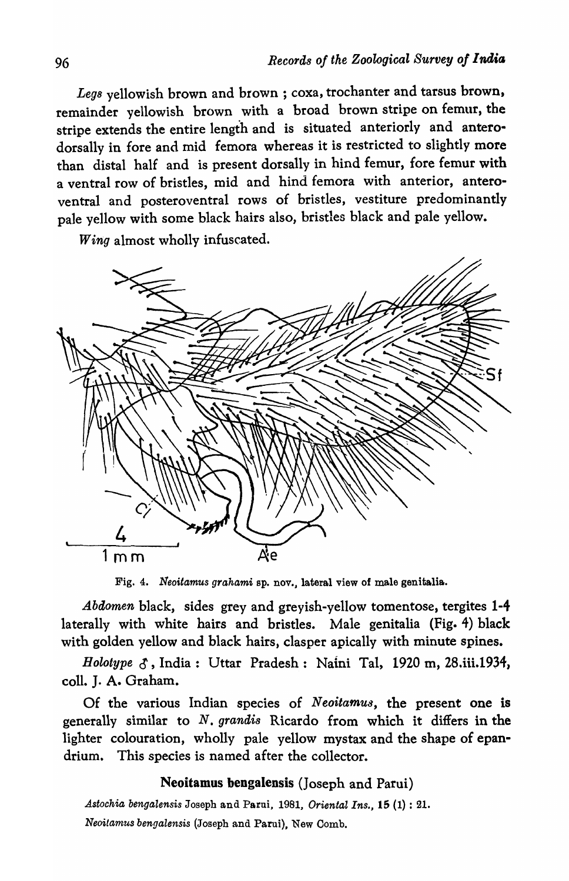*Legs* yellowish brown and brown ; coxa, trochanter and tarsus brown, remainder yellowish brown with a broad brown stripe on femur, the stripe extends the entire length and is situated anteriorly and anterodorsally in fore and mid femora whereas it is restricted to slightly more than distal half and is present dorsally in hind femur, fore femur with a ventral row of bristles, mid and hind femora with anterior, anteroventral and posteroventral rows of bristles, vestiture predominantly pale yellow with some black hairs also, bristles black and pale yellow.

*Wing* almost wholly infuscated.

Fig. 4. *Neoitamus grahami* sp. nov., lateral view of male genitalia.

*Abdomen* black, sides grey and greyish-yellow tomentose, tergites 1-4 laterally with white hairs and bristles. Male genitalia (Fig. 4) black with golden yellow and black hairs, clasper apically with minute spines.

*Holotype* ♂, India : Uttar Pradesh : Naini Tal, 1920 m, 28.iii.1934, coll. J. A. Graham.

Of the various Indian species of *Neoitamus*, the present one is generally similar to *N. grandis* Ricardo from which it differs in the lighter colouration, wholly pale yellow mystax and the shape of epandrium. This species is named after the collector.

## Neoitamus bengalensis (Joseph and Parui)

*Astochia bengalensis* Joseph and Parui, 1981, *Oriental Ins.*, **15** (1) : 21.

*Neoitamus bengalensis* (Joseph and Parui), New Comb.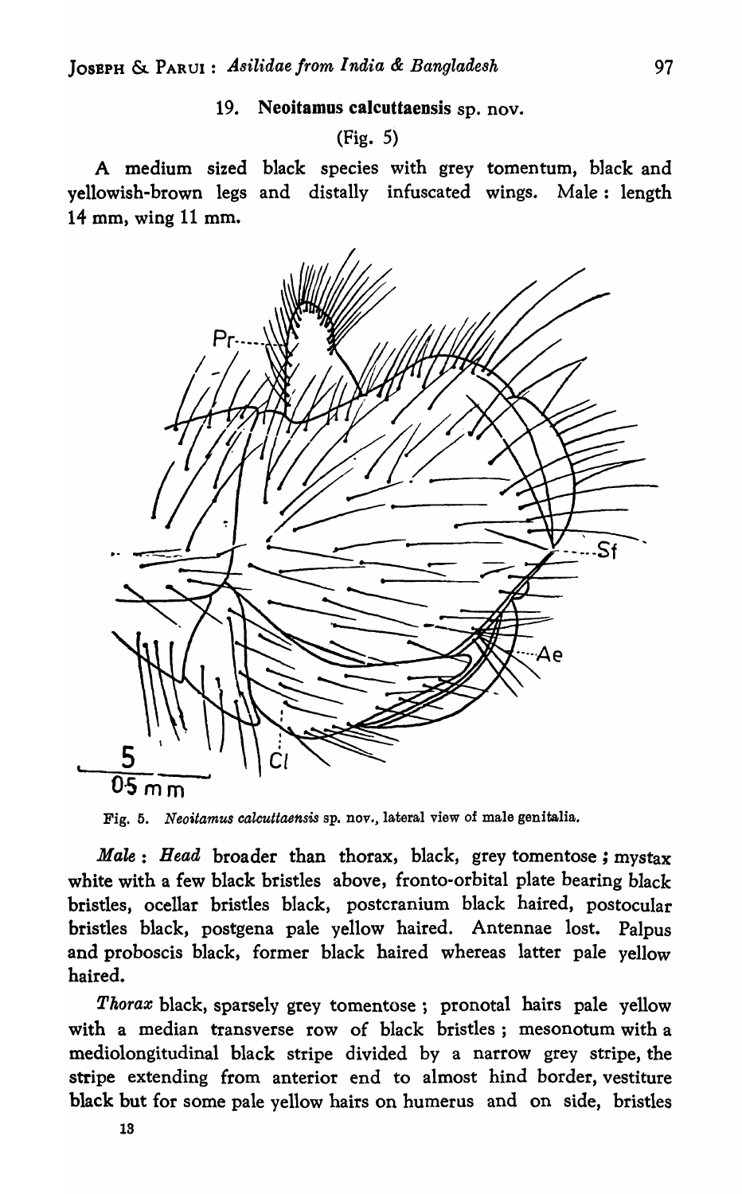## 19. **Neoitamus calcuttaensis** sp. nov.

(Fig. 5)

A medium sized black species with grey tomentum, black and yellowish-brown legs and distally infuscated wings. Male : length 14 mm, wing 11 mm.

Fig. 5. *Neoitamus calcuttaensis* sp. nov., lateral view of male genitalia.

*Male* : *Head* broader than thorax, black, grey tomentose ; mystax white with a few black bristles above, fronto-orbital plate bearing black bristles, ocellar bristles black, postcranium black haired, postocular bristles black, postgena pale yellow haired. Antennae lost. Palpus and proboscis black, former black haired whereas latter pale yellow haired.

*Thorax* black, sparsely grey tomentose ; pronotal hairs pale yellow with a median transverse row of black bristles ; mesonotum with a mediolongitudinal black stripe divided by a narrow grey stripe, the stripe extending from anterior end to almost hind border, vestiture black but for some pale yellow hairs on humerus and on side, bristles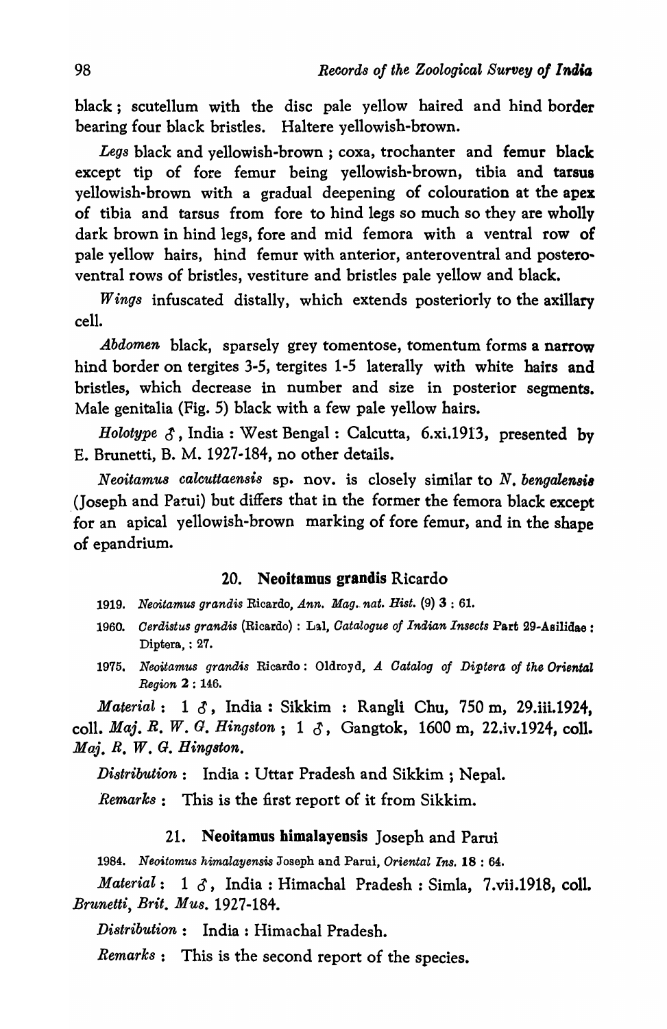black ; scutellum with the disc pale yellow haired and hind border bearing four black bristles. Haltere yellowish-brown.

*Legs* black and yellowish-brown ; coxa, trochanter and femur black except tip of fore femur being yellowish-brown, tibia and tarsus yellowish-brown with a gradual deepening of colouration at the apex of tibia and tarsus from fore to hind legs so much so they are wholly dark brown in hind legs, fore and mid femora with a ventral row of pale yellow hairs, hind femur with anterior, anteroventral and posteroventral rows of bristles, vestiture and bristles pale yellow and black.

*Wings* infuscated distally, which extends posteriorly to the axillary cell.

*Abdomen* black, sparsely grey tomentose, tomentum forms a narrow hind border on tergites 3-5, tergites 1-5 laterally with white hairs and bristles, which decrease in number and size in posterior segments. Male genitalia (Fig. 5) black with a few pale yellow hairs.

*Holotype* ♂, India : West Bengal : Calcutta, 6.xi.1913, presented by E. Brunetti, B. M. 1927-184, no other details.

*Neoitamus calcuttaensis* sp. nov. is closely similar to *N. bengalensis* (Joseph and Parui) but differs that in the former the femora black except for an apical yellowish-brown marking of fore femur, and in the shape of epandrium.

## 20. Neoitamus grandis Ricardo

1919. *Neoitamus grandis* Ricardo, *Ann. Mag. nat. Hist.* (9) **3** : 61.

1960. *Cerdistus grandis* (Ricardo) : Lal, *Catalogue of Indian Insects* Part 29-Asilidae : Diptera, : 27.

1975. *Neoitamus grandis* Ricardo : Oldroyd, *A Catalog of Diptera of the Oriental Region* **2** : 146.

*Material* : 1 ♂, India : Sikkim : Rangli Chu, 750 m, 29.iii.1924, coll. *Maj. R. W. G. Hingston* ; 1 ♂, Gangtok, 1600 m, 22.iv.1924, coll. *Maj. R. W. G. Hingston.*

*Distribution* : India : Uttar Pradesh and Sikkim ; Nepal.

*Remarks* : This is the first report of it from Sikkim.

## 21. Neoitamus himalayensis Joseph and Parui

1984. *Neoitomus himalayensis* Joseph and Parui, *Oriental Ins.* **18** : 64.

*Material* : 1 ♂, India : Himachal Pradesh : Simla, 7.vii.1918, coll. *Brunetti, Brit. Mus.* 1927-184.

*Distribution* : India : Himachal Pradesh.

*Remarks* : This is the second report of the species.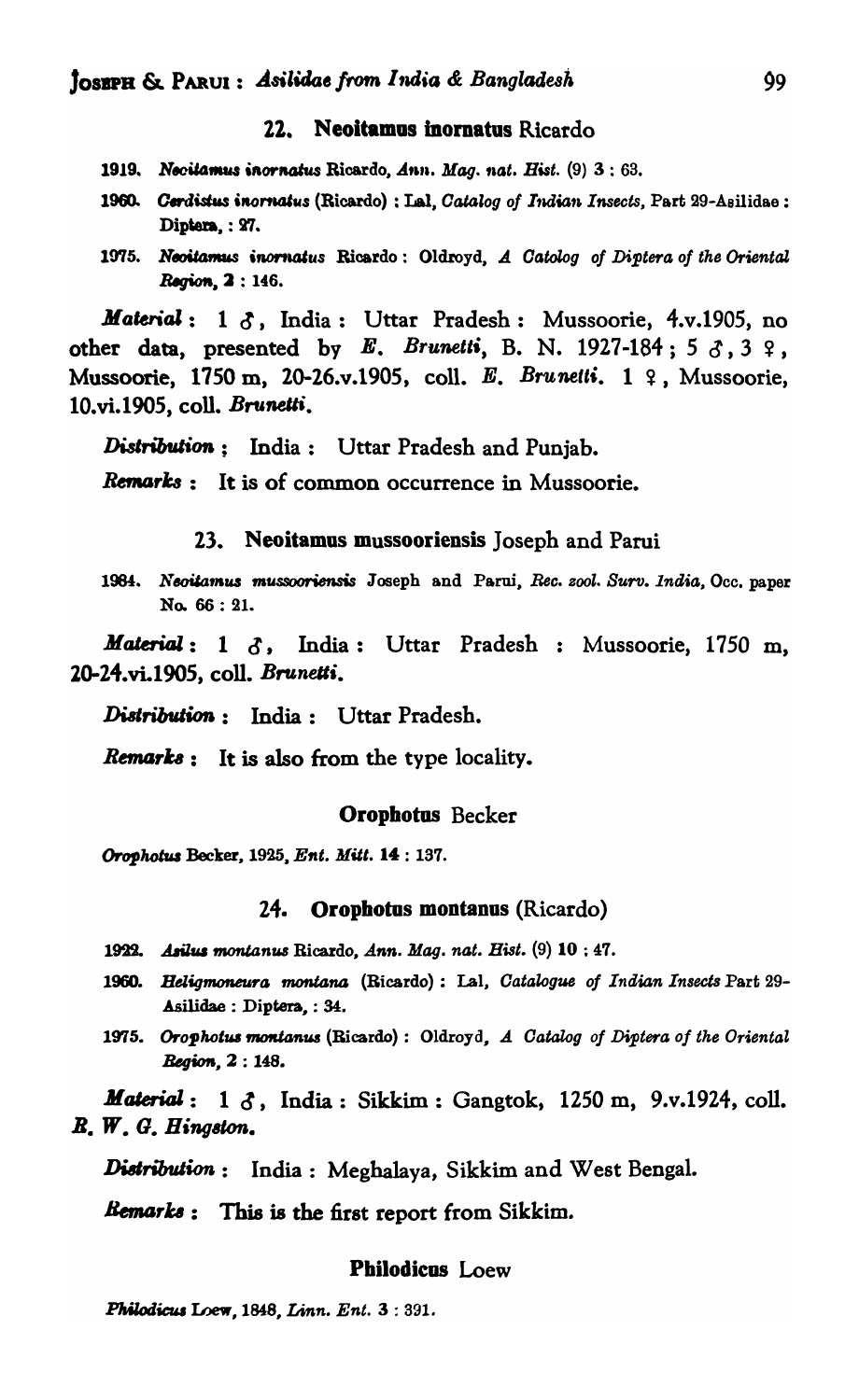## 22. Neoitamus inornatus Ricardo

- 1919. *Neoitamus inornatus* Ricardo, *Ann. Mag. nat. Hist.* (9) **3** : 63.
- 1960. *Cerdistus inornatus* (Ricardo) : Lal, *Catalog of Indian Insects*, Part 29-Asilidae : Diptera, : 27.
- 1975. *Neoitamus inornatus* Ricardo : Oldroyd, *A Catolog of Diptera of the Oriental Region*, **2** : 146.

***Material*** : 1 ♂, India : Uttar Pradesh : Mussoorie, 4.v.1905, no other data, presented by *E. Brunetti*, B. N. 1927-184 ; 5 ♂, 3 ♀, Mussoorie, 1750 m, 20-26.v.1905, coll. *E. Brunetti*. 1 ♀, Mussoorie, 10.vi.1905, coll. *Brunetti*.

***Distribution*** : India : Uttar Pradesh and Punjab.

***Remarks*** : It is of common occurrence in Mussoorie.

## 23. Neoitamus mussooriensis Joseph and Parui

- 1984. *Neoitamus mussooriensis* Joseph and Parui, *Rec. zool. Surv. India*, Occ. paper No. 66 : 21.

***Material*** : 1 ♂, India : Uttar Pradesh : Mussoorie, 1750 m, 20-24.vi.1905, coll. *Brunetti*.

***Distribution*** : India : Uttar Pradesh.

***Remarks*** : It is also from the type locality.

### Orophotus Becker

*Orophotus* Becker, 1925, *Ent. Mitt.* **14** : 137.

## 24. Orophotus montanus (Ricardo)

- 1922. *Asilus montanus* Ricardo, *Ann. Mag. nat. Hist.* (9) **10** : 47.
- 1960. *Heligmoneura montana* (Ricardo) : Lal, *Catalogue of Indian Insects* Part 29-Asilidae : Diptera, : 34.
- 1975. *Orophotus montanus* (Ricardo) : Oldroyd, *A Catalog of Diptera of the Oriental Region*, **2** : 148.

***Material*** : 1 ♂, India : Sikkim : Gangtok, 1250 m, 9.v.1924, coll. *R. W. G. Hingston*.

***Distribution*** : India : Meghalaya, Sikkim and West Bengal.

***Remarks*** : This is the first report from Sikkim.

### Philodicus Loew

*Philodicus* Loew, 1848, *Linn. Ent.* **3** : 391.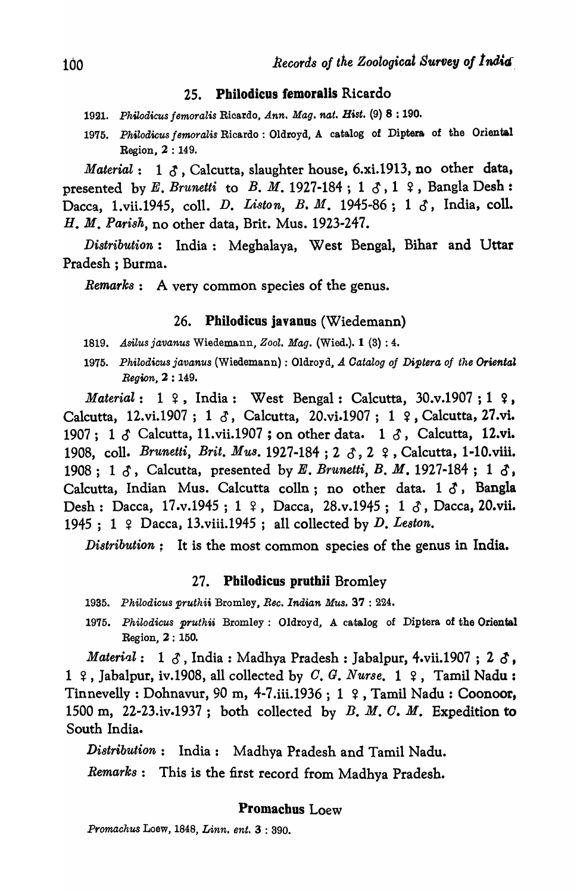### 25. **Philodicus femoralis** Ricardo

1921. *Philodicus femoralis* Ricardo, *Ann. Mag. nat. Hist.* (9) **8** : 190.

1975. *Philodicus femoralis* Ricardo : Oldroyd, A catalog of Diptera of the Oriental Region, **2** : 149.

*Material* : 1 ♂, Calcutta, slaughter house, 6.xi.1913, no other data, presented by *E. Brunetti* to *B. M.* 1927-184 ; 1 ♂, 1 ♀, Bangla Desh : Dacca, 1.vii.1945, coll. *D. Liston, B. M.* 1945-86 ; 1 ♂, India, coll. *H. M. Parish*, no other data, Brit. Mus. 1923-247.

*Distribution* : India : Meghalaya, West Bengal, Bihar and Uttar Pradesh ; Burma.

*Remarks* : A very common species of the genus.

### 26. **Philodicus javanus** (Wiedemann)

1819. *Asilus javanus* Wiedemann, *Zool. Mag.* (Wied.). **1** (3) : 4.

1975. *Philodicus javanus* (Wiedemann) : Oldroyd, *A Catalog of Diptera of the Oriental Region*, **2** : 149.

*Material* : 1 ♀, India : West Bengal : Calcutta, 30.v.1907 ; 1 ♀, Calcutta, 12.vi.1907 ; 1 ♂, Calcutta, 20.vi.1907 ; 1 ♀, Calcutta, 27.vi. 1907 ; 1 ♂ Calcutta, 11.vii.1907 ; on other data. 1 ♂, Calcutta, 12.vi. 1908, coll. *Brunetti, Brit. Mus.* 1927-184 ; 2 ♂, 2 ♀, Calcutta, 1-10.viii. 1908 ; 1 ♂, Calcutta, presented by *E. Brunetti, B. M.* 1927-184 ; 1 ♂, Calcutta, Indian Mus. Calcutta colln ; no other data. 1 ♂, Bangla Desh : Dacca, 17.v.1945 ; 1 ♀, Dacca, 28.v.1945 ; 1 ♂, Dacca, 20.vii. 1945 ; 1 ♀ Dacca, 13.viii.1945 ; all collected by *D. Leston.*

*Distribution* : It is the most common species of the genus in India.

### 27. **Philodicus pruthii** Bromley

1935. *Philodicus pruthii* Bromley, *Rec. Indian Mus.* **37** : 224.

1975. *Philodicus pruthii* Bromley : Oldroyd, A catalog of Diptera of the Oriental Region, **2** : 150.

*Material* : 1 ♂, India : Madhya Pradesh : Jabalpur, 4.vii.1907 ; 2 ♂, 1 ♀, Jabalpur, iv.1908, all collected by *C. G. Nurse.* 1 ♀, Tamil Nadu : Tinnevelly : Dohnavur, 90 m, 4-7.iii.1936 ; 1 ♀, Tamil Nadu : Coonoor, 1500 m, 22-23.iv.1937 ; both collected by *B. M. C. M.* Expedition to South India.

*Distribution* : India : Madhya Pradesh and Tamil Nadu.

*Remarks* : This is the first record from Madhya Pradesh.

## **Promachus** Loew

*Promachus* Loew, 1848, *Linn. ent.* **3** : 390.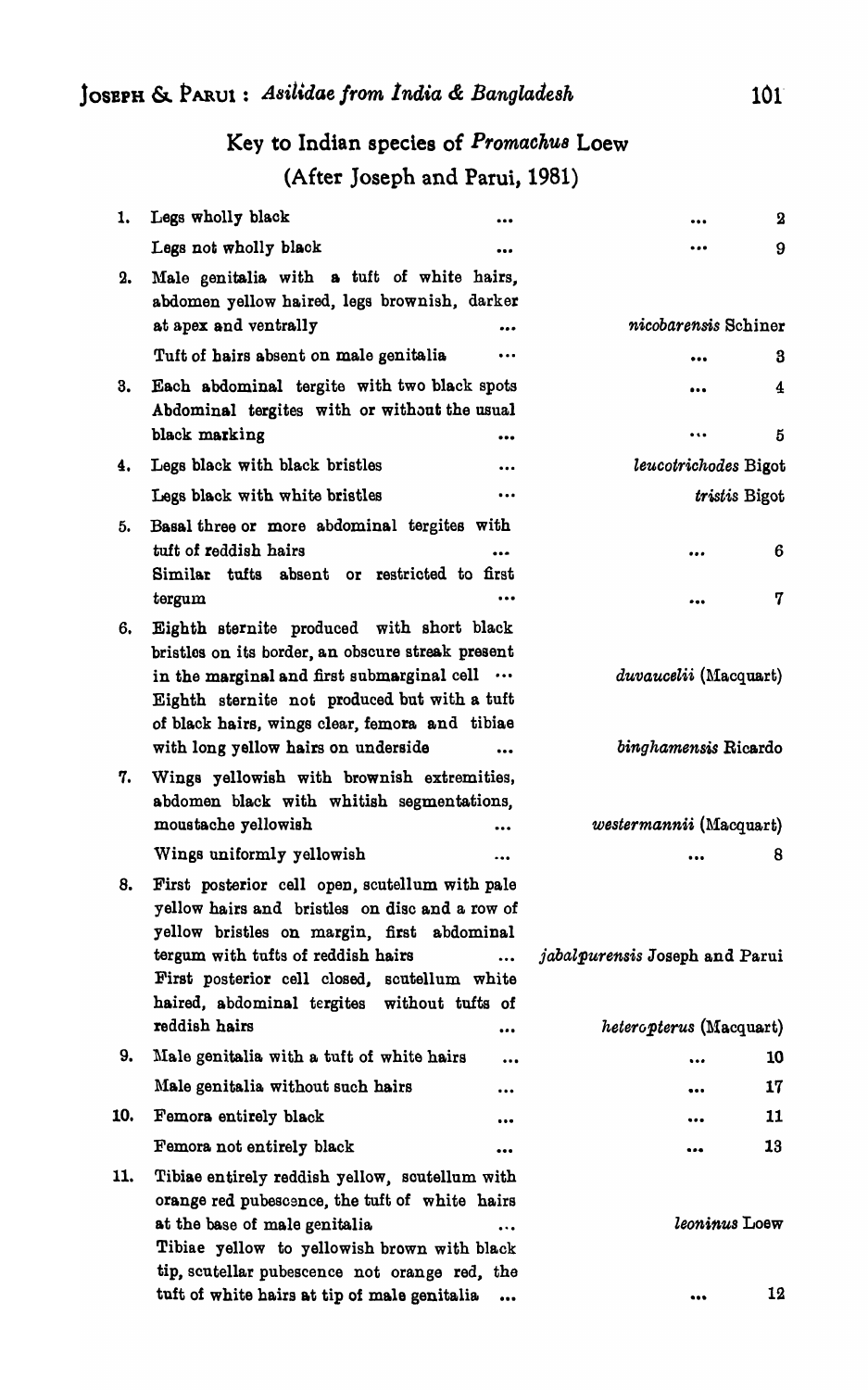## Key to Indian species of *Promachus* Loew

### (After Joseph and Parui, 1981)

| | | |
|---|---|---|
| 1. | Legs wholly black ... | ... 2 |
| | Legs not wholly black ... | ... 9 |
| 2. | Male genitalia with a tuft of white hairs, abdomen yellow haired, legs brownish, darker at apex and ventrally ... | *nicobarensis* Schiner |
| | Tuft of hairs absent on male genitalia ... | ... 3 |
| 3. | Each abdominal tergite with two black spots | ... 4 |
| | Abdominal tergites with or without the usual black marking ... | ... 5 |
| 4. | Legs black with black bristles ... | *leucotrichodes* Bigot |
| | Legs black with white bristles ... | *tristis* Bigot |
| 5. | Basal three or more abdominal tergites with tuft of reddish hairs ... | ... 6 |
| | Similar tufts absent or restricted to first tergum ... | ... 7 |
| 6. | Eighth sternite produced with short black bristles on its border, an obscure streak present in the marginal and first submarginal cell ... | *duvaucelii* (Macquart) |
| | Eighth sternite not produced but with a tuft of black hairs, wings clear, femora and tibiae with long yellow hairs on underside ... | *binghamensis* Ricardo |
| 7. | Wings yellowish with brownish extremities, abdomen black with whitish segmentations, moustache yellowish ... | *westermannii* (Macquart) |
| | Wings uniformly yellowish ... | ... 8 |
| 8. | First posterior cell open, scutellum with pale yellow hairs and bristles on disc and a row of yellow bristles on margin, first abdominal tergum with tufts of reddish hairs ... | *jabalpurensis* Joseph and Parui |
| | First posterior cell closed, scutellum white haired, abdominal tergites without tufts of reddish hairs ... | *heteropterus* (Macquart) |
| 9. | Male genitalia with a tuft of white hairs ... | ... 10 |
| | Male genitalia without such hairs ... | ... 17 |
| 10. | Femora entirely black ... | ... 11 |
| | Femora not entirely black ... | ... 13 |
| 11. | Tibiae entirely reddish yellow, scutellum with orange red pubescence, the tuft of white hairs at the base of male genitalia ... | *leoninus* Loew |
| | Tibiae yellow to yellowish brown with black tip, scutellar pubescence not orange red, the tuft of white hairs at tip of male genitalia ... | ... 12 |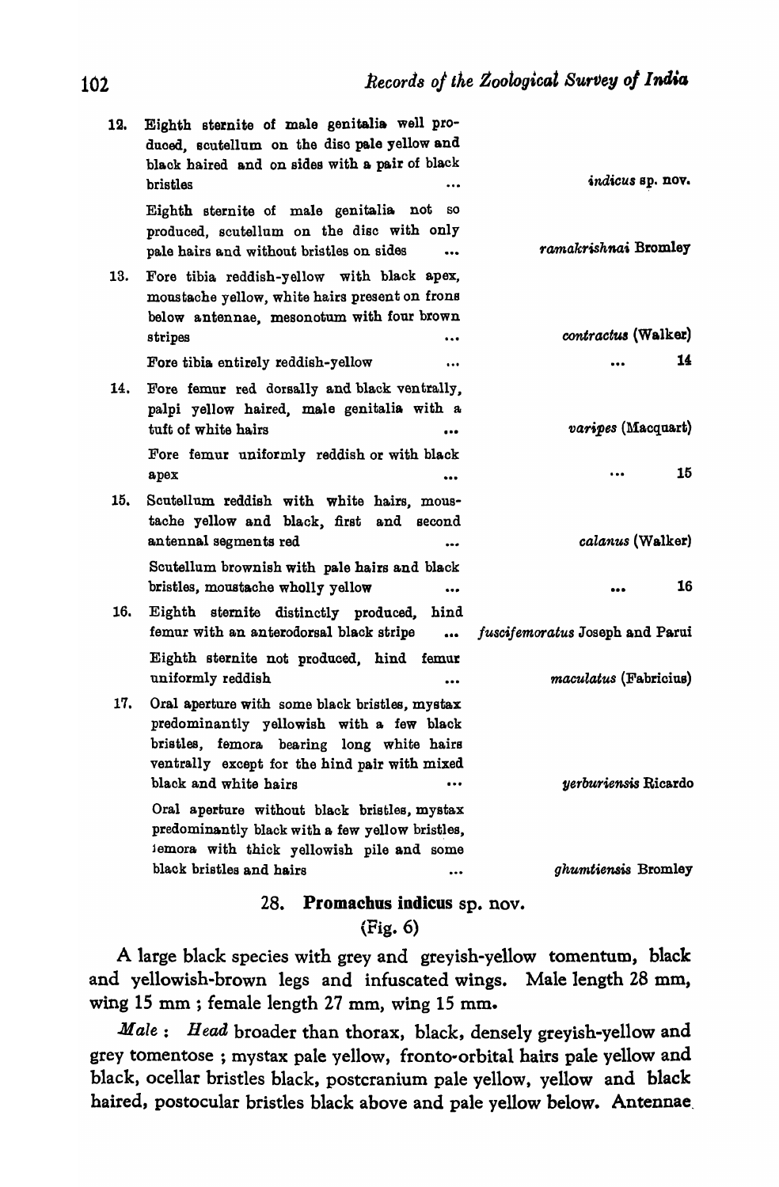12. Eighth sternite of male genitalia well produced, scutellum on the disc pale yellow and black haired and on sides with a pair of black bristles ... *indicus* sp. nov.

    Eighth sternite of male genitalia not so produced, scutellum on the disc with only pale hairs and without bristles on sides ... *ramakrishnai* Bromley

13. Fore tibia reddish-yellow with black apex, moustache yellow, white hairs present on frons below antennae, mesonotum with four brown stripes ... *contractus* (Walker)

    Fore tibia entirely reddish-yellow ... ... 14

14. Fore femur red dorsally and black ventrally, palpi yellow haired, male genitalia with a tuft of white hairs ... *varipes* (Macquart)

    Fore femur uniformly reddish or with black apex ... ... 15

15. Scutellum reddish with white hairs, moustache yellow and black, first and second antennal segments red ... *calanus* (Walker)

    Scutellum brownish with pale hairs and black bristles, moustache wholly yellow ... ... 16

16. Eighth sternite distinctly produced, hind femur with an anterodorsal black stripe ... *fuscifemoratus* Joseph and Parui

    Eighth sternite not produced, hind femur uniformly reddish ... *maculatus* (Fabricius)

17. Oral aperture with some black bristles, mystax predominantly yellowish with a few black bristles, femora bearing long white hairs ventrally except for the hind pair with mixed black and white hairs ... *yerburiensis* Ricardo

    Oral aperture without black bristles, mystax predominantly black with a few yellow bristles, femora with thick yellowish pile and some black bristles and hairs ... *ghumtiensis* Bromley

## 28. **Promachus indicus** sp. nov.

(Fig. 6)

A large black species with grey and greyish-yellow tomentum, black and yellowish-brown legs and infuscated wings. Male length 28 mm, wing 15 mm ; female length 27 mm, wing 15 mm.

*Male* : *Head* broader than thorax, black, densely greyish-yellow and grey tomentose ; mystax pale yellow, fronto-orbital hairs pale yellow and black, ocellar bristles black, postcranium pale yellow, yellow and black haired, postocular bristles black above and pale yellow below. Antennae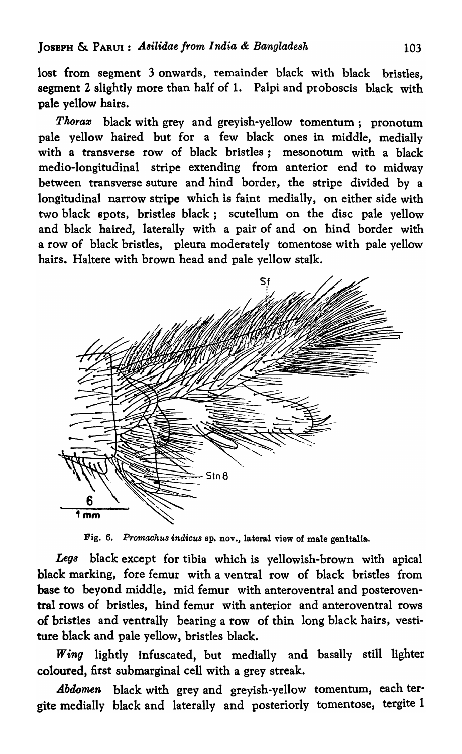lost from segment 3 onwards, remainder black with black bristles, segment 2 slightly more than half of 1. Palpi and proboscis black with pale yellow hairs.

*Thorax* black with grey and greyish-yellow tomentum; pronotum pale yellow haired but for a few black ones in middle, medially with a transverse row of black bristles; mesonotum with a black medio-longitudinal stripe extending from anterior end to midway between transverse suture and hind border, the stripe divided by a longitudinal narrow stripe which is faint medially, on either side with two black spots, bristles black; scutellum on the disc pale yellow and black haired, laterally with a pair of and on hind border with a row of black bristles, pleura moderately tomentose with pale yellow hairs. Haltere with brown head and pale yellow stalk.

Fig. 6. *Promachus indicus* sp. nov., lateral view of male genitalia.

*Legs* black except for tibia which is yellowish-brown with apical black marking, fore femur with a ventral row of black bristles from base to beyond middle, mid femur with anteroventral and posteroventral rows of bristles, hind femur with anterior and anteroventral rows of bristles and ventrally bearing a row of thin long black hairs, vestiture black and pale yellow, bristles black.

*Wing* lightly infuscated, but medially and basally still lighter coloured, first submarginal cell with a grey streak.

*Abdomen* black with grey and greyish-yellow tomentum, each tergite medially black and laterally and posteriorly tomentose, tergite 1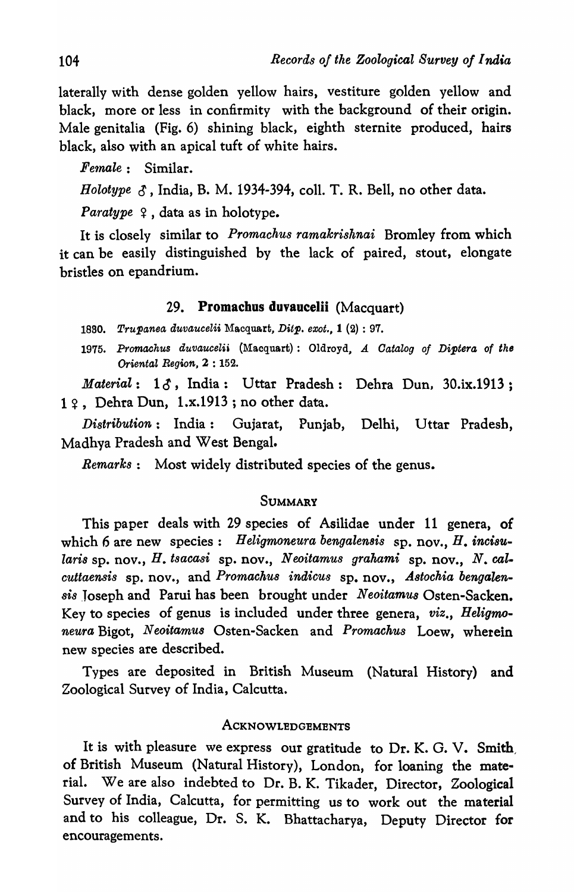laterally with dense golden yellow hairs, vestiture golden yellow and black, more or less in confirmity with the background of their origin. Male genitalia (Fig. 6) shining black, eighth sternite produced, hairs black, also with an apical tuft of white hairs.

*Female* : Similar.

*Holotype* ♂, India, B. M. 1934-394, coll. T. R. Bell, no other data.

*Paratype* ♀, data as in holotype.

It is closely similar to *Promachus ramakrishnai* Bromley from which it can be easily distinguished by the lack of paired, stout, elongate bristles on epandrium.

### 29. **Promachus duvaucelii** (Macquart)

1830. *Trupanea duvaucelii* Macquart, *Dipt. exot.*, **1** (2) : 97.

1975. *Promachus duvaucelii* (Macquart) : Oldroyd, *A Catalog of Diptera of the Oriental Region*, **2** : 152.

*Material* : 1♂, India : Uttar Pradesh : Dehra Dun, 30.ix.1913 ; 1♀, Dehra Dun, 1.x.1913 ; no other data.

*Distribution* : India : Gujarat, Punjab, Delhi, Uttar Pradesh, Madhya Pradesh and West Bengal.

*Remarks* : Most widely distributed species of the genus.

## SUMMARY

This paper deals with 29 species of Asilidae under 11 genera, of which 6 are new species : *Heligmoneura bengalensis* sp. nov., *H. incisularis* sp. nov., *H. tsacasi* sp. nov., *Neoitamus grahami* sp. nov., *N. calcuttaensis* sp. nov., and *Promachus indicus* sp. nov., *Astochia bengalensis* Joseph and Parui has been brought under *Neoitamus* Osten-Sacken. Key to species of genus is included under three genera, *viz.*, *Heligmoneura* Bigot, *Neoitamus* Osten-Sacken and *Promachus* Loew, wherein new species are described.

Types are deposited in British Museum (Natural History) and Zoological Survey of India, Calcutta.

## ACKNOWLEDGEMENTS

It is with pleasure we express our gratitude to Dr. K. G. V. Smith, of British Museum (Natural History), London, for loaning the material. We are also indebted to Dr. B. K. Tikader, Director, Zoological Survey of India, Calcutta, for permitting us to work out the material and to his colleague, Dr. S. K. Bhattacharya, Deputy Director for encouragements.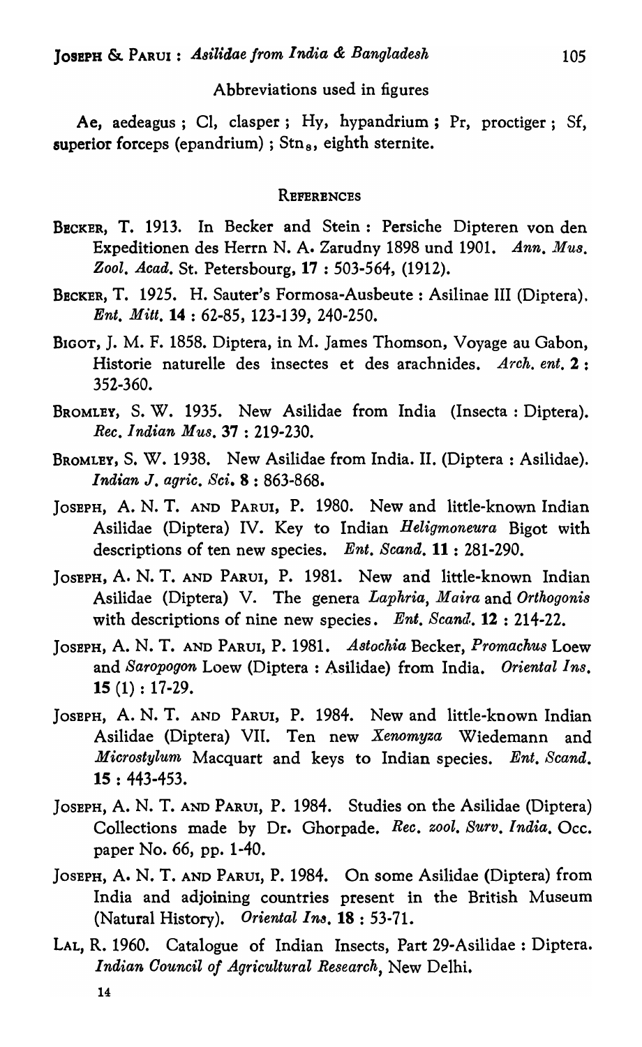Abbreviations used in figures

Ae, aedeagus ; Cl, clasper ; Hy, hypandrium ; Pr, proctiger ; Sf, superior forceps (epandrium) ; $Stn_8$, eighth sternite.

## REFERENCES

BECKER, T. 1913. In Becker and Stein : Persiche Dipteren von den Expeditionen des Herrn N. A. Zarudny 1898 und 1901. *Ann. Mus. Zool. Acad.* St. Petersbourg, **17** : 503-564, (1912).

BECKER, T. 1925. H. Sauter's Formosa-Ausbeute : Asilinae III (Diptera). *Ent. Mitt.* **14** : 62-85, 123-139, 240-250.

BIGOT, J. M. F. 1858. Diptera, in M. James Thomson, Voyage au Gabon, Historie naturelle des insectes et des arachnides. *Arch. ent.* **2** : 352-360.

BROMLEY, S. W. 1935. New Asilidae from India (Insecta : Diptera). *Rec. Indian Mus.* **37** : 219-230.

BROMLEY, S. W. 1938. New Asilidae from India. II. (Diptera : Asilidae). *Indian J. agric. Sci.* **8** : 863-868.

JOSEPH, A. N. T. AND PARUI, P. 1980. New and little-known Indian Asilidae (Diptera) IV. Key to Indian *Heligmoneura* Bigot with descriptions of ten new species. *Ent. Scand.* **11** : 281-290.

JOSEPH, A. N. T. AND PARUI, P. 1981. New and little-known Indian Asilidae (Diptera) V. The genera *Laphria*, *Maira* and *Orthogonis* with descriptions of nine new species. *Ent. Scand.* **12** : 214-22.

JOSEPH, A. N. T. AND PARUI, P. 1981. *Astochia* Becker, *Promachus* Loew and *Saropogon* Loew (Diptera : Asilidae) from India. *Oriental Ins.* **15** (1) : 17-29.

JOSEPH, A. N. T. AND PARUI, P. 1984. New and little-known Indian Asilidae (Diptera) VII. Ten new *Xenomyza* Wiedemann and *Microstylum* Macquart and keys to Indian species. *Ent. Scand.* **15** : 443-453.

JOSEPH, A. N. T. AND PARUI, P. 1984. Studies on the Asilidae (Diptera) Collections made by Dr. Ghorpade. *Rec. zool. Surv. India*. Occ. paper No. 66, pp. 1-40.

JOSEPH, A. N. T. AND PARUI, P. 1984. On some Asilidae (Diptera) from India and adjoining countries present in the British Museum (Natural History). *Oriental Ins.* **18** : 53-71.

LAL, R. 1960. Catalogue of Indian Insects, Part 29-Asilidae : Diptera. *Indian Council of Agricultural Research*, New Delhi.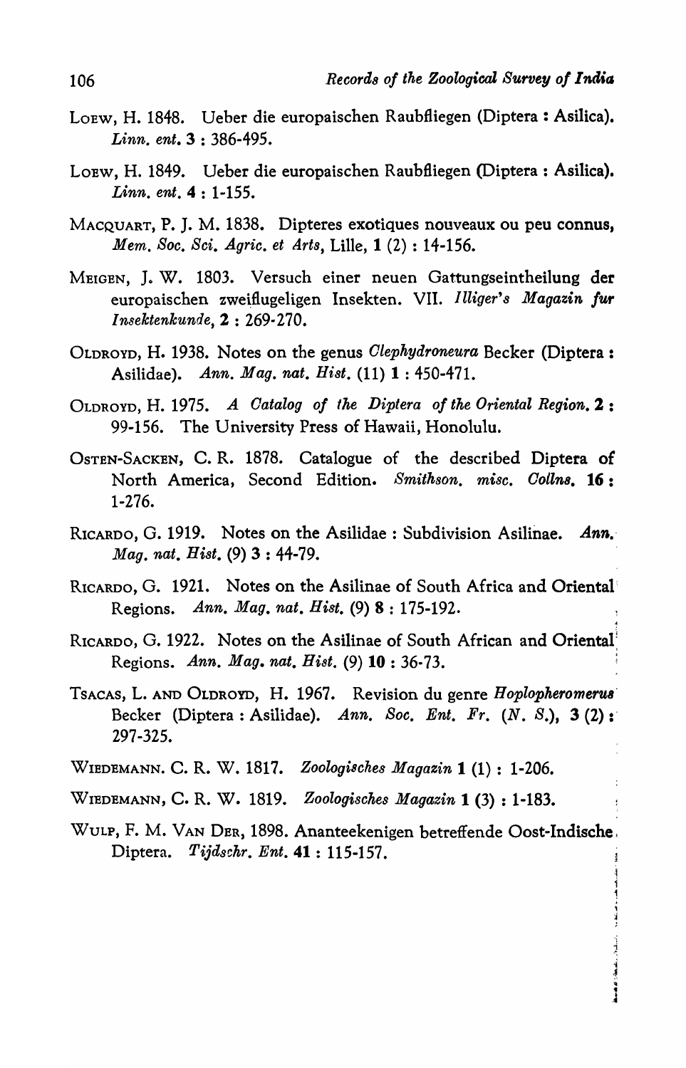LOEW, H. 1848. Ueber die europaischen Raubfliegen (Diptera : Asilica). *Linn. ent.* **3** : 386-495.

LOEW, H. 1849. Ueber die europaischen Raubfliegen (Diptera : Asilica). *Linn. ent.* **4** : 1-155.

MACQUART, P. J. M. 1838. Dipteres exotiques nouveaux ou peu connus, *Mem. Soc. Sci. Agric. et Arts*, Lille, **1** (2) : 14-156.

MEIGEN, J. W. 1803. Versuch einer neuen Gattungseintheilung der europaischen zweiflugeligen Insekten. VII. *Illiger's Magazin fur Insektenkunde*, **2** : 269-270.

OLDROYD, H. 1938. Notes on the genus *Clephydroneura* Becker (Diptera : Asilidae). *Ann. Mag. nat. Hist.* (11) **1** : 450-471.

OLDROYD, H. 1975. *A Catalog of the Diptera of the Oriental Region.* **2** : 99-156. The University Press of Hawaii, Honolulu.

OSTEN-SACKEN, C. R. 1878. Catalogue of the described Diptera of North America, Second Edition. *Smithson. misc. Collns.* **16** : 1-276.

RICARDO, G. 1919. Notes on the Asilidae : Subdivision Asilinae. *Ann. Mag. nat. Hist.* (9) **3** : 44-79.

RICARDO, G. 1921. Notes on the Asilinae of South Africa and Oriental Regions. *Ann. Mag. nat. Hist.* (9) **8** : 175-192.

RICARDO, G. 1922. Notes on the Asilinae of South African and Oriental Regions. *Ann. Mag. nat. Hist.* (9) **10** : 36-73.

TSACAS, L. AND OLDROYD, H. 1967. Revision du genre *Hoplopheromerus* Becker (Diptera : Asilidae). *Ann. Soc. Ent. Fr.* (*N. S.*), **3** (2) : 297-325.

WIEDEMANN. C. R. W. 1817. *Zoologisches Magazin* **1** (1) : 1-206.

WIEDEMANN, C. R. W. 1819. *Zoologisches Magazin* **1** (3) : 1-183.

WULP, F. M. VAN DER, 1898. Ananteekenigen betreffende Oost-Indische Diptera. *Tijdschr. Ent.* **41** : 115-157.